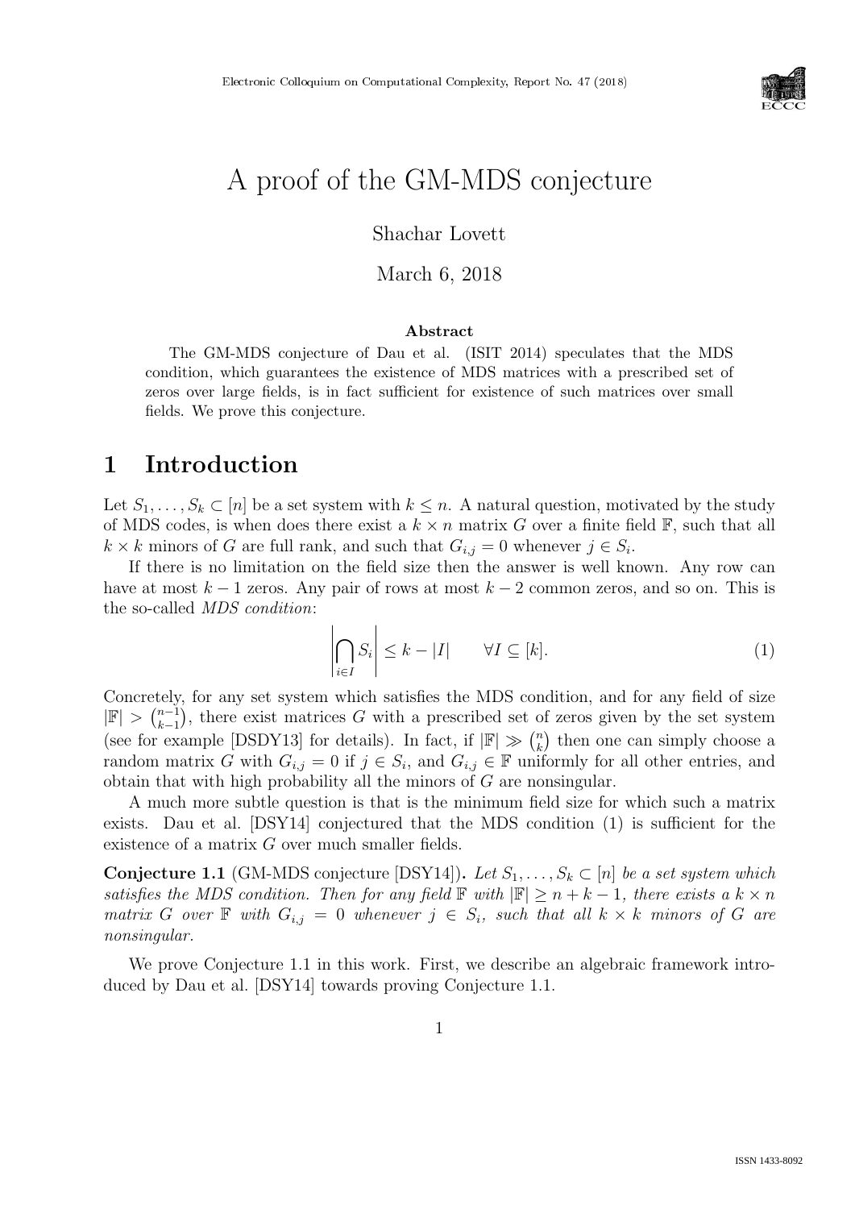# A proof of the GM-MDS conjecture

Shachar Lovett

March 6, 2018

### Abstract

The GM-MDS conjecture of Dau et al. (ISIT 2014) speculates that the MDS condition, which guarantees the existence of MDS matrices with a prescribed set of zeros over large fields, is in fact sufficient for existence of such matrices over small fields. We prove this conjecture.

## 1 Introduction

Let $S_1, \ldots, S_k \subset [n]$ be a set system with $k \le n$. A natural question, motivated by the study of MDS codes, is when does there exist a $k \times n$ matrix $G$ over a finite field $\mathbb{F}$, such that all $k \times k$ minors of $G$ are full rank, and such that $G_{i,j} = 0$ whenever $j \in S_i$.

If there is no limitation on the field size then the answer is well known. Any row can have at most $k-1$ zeros. Any pair of rows at most $k-2$ common zeros, and so on. This is the so-called *MDS condition*:

$$\left| \bigcap_{i \in I} S_i \right| \le k - |I| \qquad \forall I \subseteq [k]. \tag{1}$$

Concretely, for any set system which satisfies the MDS condition, and for any field of size $|\mathbb{F}| > \binom{n-1}{k-1}$, there exist matrices $G$ with a prescribed set of zeros given by the set system (see for example [DSDY13] for details). In fact, if $|\mathbb{F}| \gg \binom{n}{k}$ then one can simply choose a random matrix $G$ with $G_{i,j} = 0$ if $j \in S_i$, and $G_{i,j} \in \mathbb{F}$ uniformly for all other entries, and obtain that with high probability all the minors of $G$ are nonsingular.

A much more subtle question is that is the minimum field size for which such a matrix exists. Dau et al. [DSY14] conjectured that the MDS condition (1) is sufficient for the existence of a matrix $G$ over much smaller fields.

**Conjecture 1.1** (GM-MDS conjecture [DSY14])**.** *Let $S_1, \ldots, S_k \subset [n]$ be a set system which satisfies the MDS condition. Then for any field $\mathbb{F}$ with $|\mathbb{F}| \ge n + k - 1$, there exists a $k \times n$ matrix $G$ over $\mathbb{F}$ with $G_{i,j} = 0$ whenever $j \in S_i$, such that all $k \times k$ minors of $G$ are nonsingular.*

We prove Conjecture 1.1 in this work. First, we describe an algebraic framework introduced by Dau et al. [DSY14] towards proving Conjecture 1.1.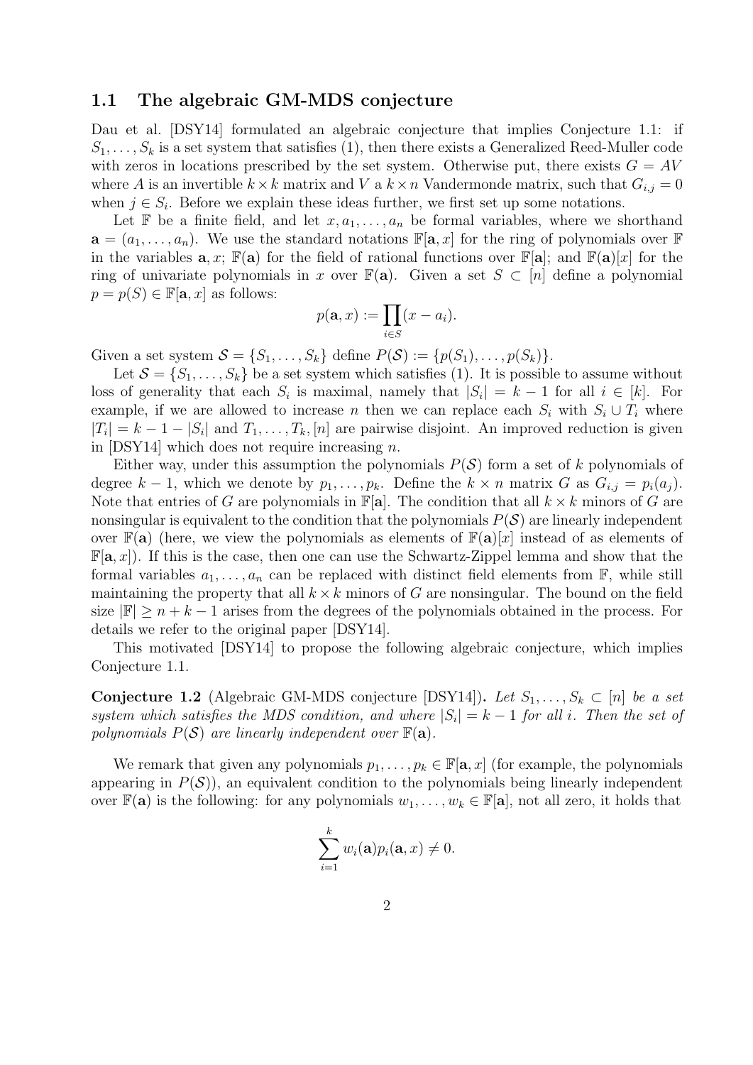### 1.1 The algebraic GM-MDS conjecture

Dau et al. [DSY14] formulated an algebraic conjecture that implies Conjecture 1.1: if $S_1, \ldots, S_k$ is a set system that satisfies (1), then there exists a Generalized Reed-Muller code with zeros in locations prescribed by the set system. Otherwise put, there exists $G = AV$ where $A$ is an invertible $k \times k$ matrix and $V$ a $k \times n$ Vandermonde matrix, such that $G_{i,j} = 0$ when $j \in S_i$. Before we explain these ideas further, we first set up some notations.

Let $\mathbb{F}$ be a finite field, and let $x, a_1, \ldots, a_n$ be formal variables, where we shorthand $\mathbf{a} = (a_1, \ldots, a_n)$. We use the standard notations $\mathbb{F}[\mathbf{a}, x]$ for the ring of polynomials over $\mathbb{F}$ in the variables $\mathbf{a}, x$; $\mathbb{F}(\mathbf{a})$ for the field of rational functions over $\mathbb{F}[\mathbf{a}]$; and $\mathbb{F}(\mathbf{a})[x]$ for the ring of univariate polynomials in $x$ over $\mathbb{F}(\mathbf{a})$. Given a set $S \subset [n]$ define a polynomial $p = p(S) \in \mathbb{F}[\mathbf{a}, x]$ as follows:

$$p(\mathbf{a}, x) := \prod_{i \in S} (x - a_i).$$

Given a set system $\mathcal{S} = \{S_1, \ldots, S_k\}$ define $P(\mathcal{S}) := \{p(S_1), \ldots, p(S_k)\}$.

Let $\mathcal{S} = \{S_1, \ldots, S_k\}$ be a set system which satisfies (1). It is possible to assume without loss of generality that each $S_i$ is maximal, namely that $|S_i| = k - 1$ for all $i \in [k]$. For example, if we are allowed to increase $n$ then we can replace each $S_i$ with $S_i \cup T_i$ where $|T_i| = k - 1 - |S_i|$ and $T_1, \ldots, T_k, [n]$ are pairwise disjoint. An improved reduction is given in [DSY14] which does not require increasing $n$.

Either way, under this assumption the polynomials $P(\mathcal{S})$ form a set of $k$ polynomials of degree $k - 1$, which we denote by $p_1, \ldots, p_k$. Define the $k \times n$ matrix $G$ as $G_{i,j} = p_i(a_j)$. Note that entries of $G$ are polynomials in $\mathbb{F}[\mathbf{a}]$. The condition that all $k \times k$ minors of $G$ are nonsingular is equivalent to the condition that the polynomials $P(\mathcal{S})$ are linearly independent over $\mathbb{F}(\mathbf{a})$ (here, we view the polynomials as elements of $\mathbb{F}(\mathbf{a})[x]$ instead of as elements of $\mathbb{F}[\mathbf{a}, x]$). If this is the case, then one can use the Schwartz-Zippel lemma and show that the formal variables $a_1, \ldots, a_n$ can be replaced with distinct field elements from $\mathbb{F}$, while still maintaining the property that all $k \times k$ minors of $G$ are nonsingular. The bound on the field size $|\mathbb{F}| \geq n + k - 1$ arises from the degrees of the polynomials obtained in the process. For details we refer to the original paper [DSY14].

This motivated [DSY14] to propose the following algebraic conjecture, which implies Conjecture 1.1.

**Conjecture 1.2** (Algebraic GM-MDS conjecture [DSY14])**.** *Let $S_1, \ldots, S_k \subset [n]$ be a set system which satisfies the MDS condition, and where $|S_i| = k - 1$ for all $i$. Then the set of polynomials $P(\mathcal{S})$ are linearly independent over $\mathbb{F}(\mathbf{a})$.*

We remark that given any polynomials $p_1, \ldots, p_k \in \mathbb{F}[\mathbf{a}, x]$ (for example, the polynomials appearing in $P(\mathcal{S})$), an equivalent condition to the polynomials being linearly independent over $\mathbb{F}(\mathbf{a})$ is the following: for any polynomials $w_1, \ldots, w_k \in \mathbb{F}[\mathbf{a}]$, not all zero, it holds that

$$\sum_{i=1}^{k} w_i(\mathbf{a}) p_i(\mathbf{a}, x) \neq 0.$$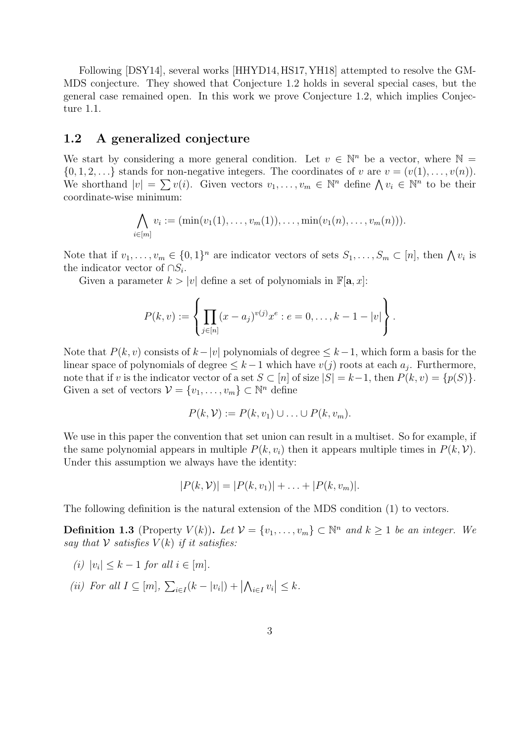Following [DSY14], several works [HHYD14, HS17, YH18] attempted to resolve the GM-MDS conjecture. They showed that Conjecture 1.2 holds in several special cases, but the general case remained open. In this work we prove Conjecture 1.2, which implies Conjecture 1.1.

## 1.2 A generalized conjecture

We start by considering a more general condition. Let $v \in \mathbb{N}^n$ be a vector, where $\mathbb{N} = \{0, 1, 2, \ldots\}$ stands for non-negative integers. The coordinates of $v$ are $v = (v(1), \ldots, v(n))$. We shorthand $|v| = \sum v(i)$. Given vectors $v_1, \ldots, v_m \in \mathbb{N}^n$ define $\bigwedge v_i \in \mathbb{N}^n$ to be their coordinate-wise minimum:

$$\bigwedge_{i \in [m]} v_i := (\min(v_1(1), \ldots, v_m(1)), \ldots, \min(v_1(n), \ldots, v_m(n))).$$

Note that if $v_1, \ldots, v_m \in \{0,1\}^n$ are indicator vectors of sets $S_1, \ldots, S_m \subset [n]$, then $\bigwedge v_i$ is the indicator vector of $\cap S_i$.

Given a parameter $k > |v|$ define a set of polynomials in $\mathbb{F}[\mathbf{a}, x]$:

$$P(k, v) := \left\{ \prod_{j \in [n]} (x - a_j)^{v(j)} x^e : e = 0, \ldots, k - 1 - |v| \right\}.$$

Note that $P(k, v)$ consists of $k - |v|$ polynomials of degree $\leq k - 1$, which form a basis for the linear space of polynomials of degree $\leq k - 1$ which have $v(j)$ roots at each $a_j$. Furthermore, note that if $v$ is the indicator vector of a set $S \subset [n]$ of size $|S| = k - 1$, then $P(k, v) = \{p(S)\}$. Given a set of vectors $\mathcal{V} = \{v_1, \ldots, v_m\} \subset \mathbb{N}^n$ define

$$P(k, \mathcal{V}) := P(k, v_1) \cup \ldots \cup P(k, v_m).$$

We use in this paper the convention that set union can result in a multiset. So for example, if the same polynomial appears in multiple $P(k, v_i)$ then it appears multiple times in $P(k, \mathcal{V})$. Under this assumption we always have the identity:

$$|P(k, \mathcal{V})| = |P(k, v_1)| + \ldots + |P(k, v_m)|.$$

The following definition is the natural extension of the MDS condition (1) to vectors.

**Definition 1.3** (Property $V(k)$)**.** *Let $\mathcal{V} = \{v_1, \ldots, v_m\} \subset \mathbb{N}^n$ and $k \geq 1$ be an integer. We say that $\mathcal{V}$ satisfies $V(k)$ if it satisfies:*

*(i) $|v_i| \leq k - 1$ for all $i \in [m]$.*

*(ii) For all $I \subseteq [m]$, $\sum_{i \in I}(k - |v_i|) + \left|\bigwedge_{i \in I} v_i\right| \leq k$.*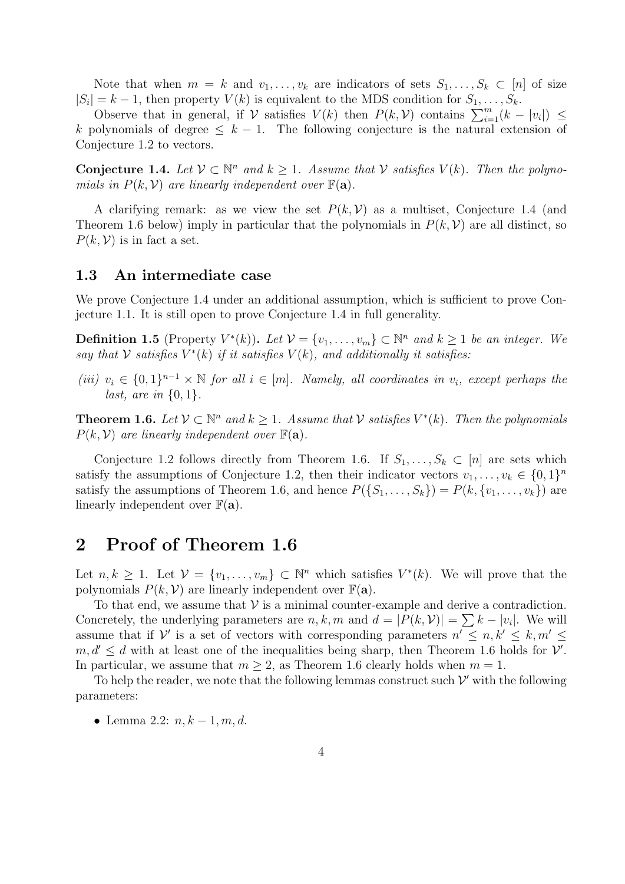Note that when $m = k$ and $v_1, \ldots, v_k$ are indicators of sets $S_1, \ldots, S_k \subset [n]$ of size $|S_i| = k - 1$, then property $V(k)$ is equivalent to the MDS condition for $S_1, \ldots, S_k$.

Observe that in general, if $\mathcal{V}$ satisfies $V(k)$ then $P(k, \mathcal{V})$ contains $\sum_{i=1}^{m}(k - |v_i|) \leq k$ polynomials of degree $\leq k - 1$. The following conjecture is the natural extension of Conjecture 1.2 to vectors.

**Conjecture 1.4.** *Let $\mathcal{V} \subset \mathbb{N}^n$ and $k \geq 1$. Assume that $\mathcal{V}$ satisfies $V(k)$. Then the polynomials in $P(k, \mathcal{V})$ are linearly independent over $\mathbb{F}(\mathbf{a})$.*

A clarifying remark: as we view the set $P(k, \mathcal{V})$ as a multiset, Conjecture 1.4 (and Theorem 1.6 below) imply in particular that the polynomials in $P(k, \mathcal{V})$ are all distinct, so $P(k, \mathcal{V})$ is in fact a set.

### 1.3 An intermediate case

We prove Conjecture 1.4 under an additional assumption, which is sufficient to prove Conjecture 1.1. It is still open to prove Conjecture 1.4 in full generality.

**Definition 1.5** (Property $V^*(k)$)**.** *Let $\mathcal{V} = \{v_1, \ldots, v_m\} \subset \mathbb{N}^n$ and $k \geq 1$ be an integer. We say that $\mathcal{V}$ satisfies $V^*(k)$ if it satisfies $V(k)$, and additionally it satisfies:*

*(iii) $v_i \in \{0,1\}^{n-1} \times \mathbb{N}$ for all $i \in [m]$. Namely, all coordinates in $v_i$, except perhaps the last, are in $\{0, 1\}$.*

**Theorem 1.6.** *Let $\mathcal{V} \subset \mathbb{N}^n$ and $k \geq 1$. Assume that $\mathcal{V}$ satisfies $V^*(k)$. Then the polynomials $P(k, \mathcal{V})$ are linearly independent over $\mathbb{F}(\mathbf{a})$.*

Conjecture 1.2 follows directly from Theorem 1.6. If $S_1, \ldots, S_k \subset [n]$ are sets which satisfy the assumptions of Conjecture 1.2, then their indicator vectors $v_1, \ldots, v_k \in \{0, 1\}^n$ satisfy the assumptions of Theorem 1.6, and hence $P(\{S_1, \ldots, S_k\}) = P(k, \{v_1, \ldots, v_k\})$ are linearly independent over $\mathbb{F}(\mathbf{a})$.

## 2 Proof of Theorem 1.6

Let $n, k \geq 1$. Let $\mathcal{V} = \{v_1, \ldots, v_m\} \subset \mathbb{N}^n$ which satisfies $V^*(k)$. We will prove that the polynomials $P(k, \mathcal{V})$ are linearly independent over $\mathbb{F}(\mathbf{a})$.

To that end, we assume that $\mathcal{V}$ is a minimal counter-example and derive a contradiction. Concretely, the underlying parameters are $n, k, m$ and $d = |P(k, \mathcal{V})| = \sum k - |v_i|$. We will assume that if $\mathcal{V}'$ is a set of vectors with corresponding parameters $n' \leq n, k' \leq k, m' \leq m, d' \leq d$ with at least one of the inequalities being sharp, then Theorem 1.6 holds for $\mathcal{V}'$. In particular, we assume that $m \geq 2$, as Theorem 1.6 clearly holds when $m = 1$.

To help the reader, we note that the following lemmas construct such $\mathcal{V}'$ with the following parameters:

- Lemma 2.2: $n, k - 1, m, d$.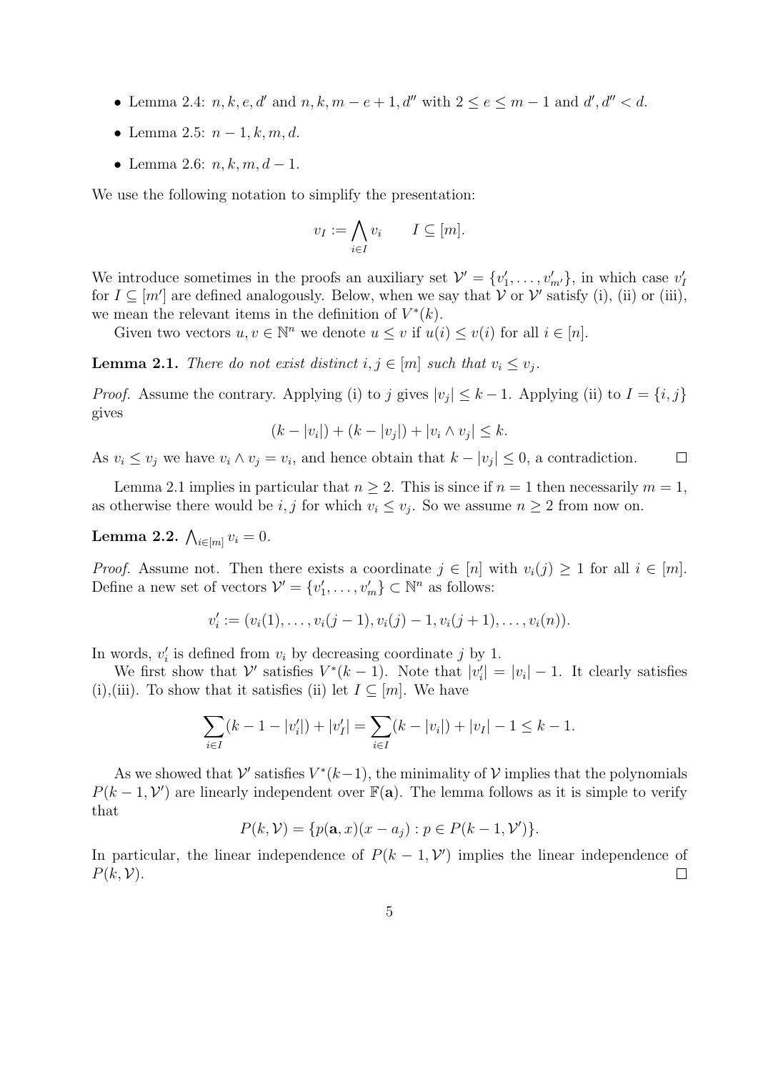- Lemma 2.4: $n, k, e, d'$ and $n, k, m-e+1, d''$ with $2 \le e \le m-1$ and $d', d'' < d$.
- Lemma 2.5: $n-1, k, m, d$.
- Lemma 2.6: $n, k, m, d-1$.

We use the following notation to simplify the presentation:

$$v_I := \bigwedge_{i \in I} v_i \qquad I \subseteq [m].$$

We introduce sometimes in the proofs an auxiliary set $\mathcal{V}' = \{v'_1, \ldots, v'_{m'}\}$, in which case $v'_I$ for $I \subseteq [m']$ are defined analogously. Below, when we say that $\mathcal{V}$ or $\mathcal{V}'$ satisfy (i), (ii) or (iii), we mean the relevant items in the definition of $V^*(k)$.

Given two vectors $u, v \in \mathbb{N}^n$ we denote $u \le v$ if $u(i) \le v(i)$ for all $i \in [n]$.

**Lemma 2.1.** *There do not exist distinct $i, j \in [m]$ such that $v_i \le v_j$.*

*Proof.* Assume the contrary. Applying (i) to $j$ gives $|v_j| \le k-1$. Applying (ii) to $I = \{i, j\}$ gives

$$(k - |v_i|) + (k - |v_j|) + |v_i \wedge v_j| \le k.$$

As $v_i \le v_j$ we have $v_i \wedge v_j = v_i$, and hence obtain that $k - |v_j| \le 0$, a contradiction. $\square$

Lemma 2.1 implies in particular that $n \ge 2$. This is since if $n = 1$ then necessarily $m = 1$, as otherwise there would be $i, j$ for which $v_i \le v_j$. So we assume $n \ge 2$ from now on.

**Lemma 2.2.** $\bigwedge_{i \in [m]} v_i = 0$.

*Proof.* Assume not. Then there exists a coordinate $j \in [n]$ with $v_i(j) \ge 1$ for all $i \in [m]$. Define a new set of vectors $\mathcal{V}' = \{v'_1, \ldots, v'_m\} \subset \mathbb{N}^n$ as follows:

$$v'_i := (v_i(1), \ldots, v_i(j-1), v_i(j) - 1, v_i(j+1), \ldots, v_i(n)).$$

In words, $v'_i$ is defined from $v_i$ by decreasing coordinate $j$ by 1.

We first show that $\mathcal{V}'$ satisfies $V^*(k-1)$. Note that $|v'_i| = |v_i| - 1$. It clearly satisfies (i),(iii). To show that it satisfies (ii) let $I \subseteq [m]$. We have

$$\sum_{i \in I} (k - 1 - |v'_i|) + |v'_I| = \sum_{i \in I} (k - |v_i|) + |v_I| - 1 \le k - 1.$$

As we showed that $\mathcal{V}'$ satisfies $V^*(k-1)$, the minimality of $\mathcal{V}$ implies that the polynomials $P(k-1, \mathcal{V}')$ are linearly independent over $\mathbb{F}(\mathbf{a})$. The lemma follows as it is simple to verify that

$$P(k, \mathcal{V}) = \{p(\mathbf{a}, x)(x - a_j) : p \in P(k-1, \mathcal{V}')\}.$$

In particular, the linear independence of $P(k-1, \mathcal{V}')$ implies the linear independence of $P(k, \mathcal{V})$. $\square$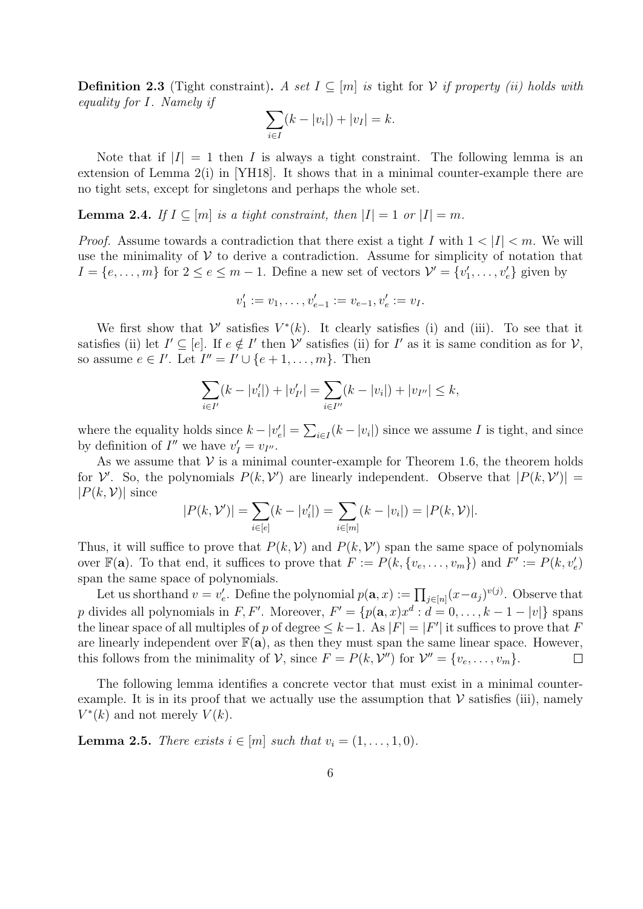**Definition 2.3** (Tight constraint)**.** *A set $I \subseteq [m]$ is* tight *for $\mathcal{V}$ if property (ii) holds with equality for $I$. Namely if*

$$\sum_{i \in I} (k - |v_i|) + |v_I| = k.$$

Note that if $|I| = 1$ then $I$ is always a tight constraint. The following lemma is an extension of Lemma 2(i) in [YH18]. It shows that in a minimal counter-example there are no tight sets, except for singletons and perhaps the whole set.

**Lemma 2.4.** *If $I \subseteq [m]$ is a tight constraint, then $|I| = 1$ or $|I| = m$.*

*Proof.* Assume towards a contradiction that there exist a tight $I$ with $1 < |I| < m$. We will use the minimality of $\mathcal{V}$ to derive a contradiction. Assume for simplicity of notation that $I = \{e, \ldots, m\}$ for $2 \le e \le m-1$. Define a new set of vectors $\mathcal{V}' = \{v'_1, \ldots, v'_e\}$ given by

$$v'_1 := v_1, \ldots, v'_{e-1} := v_{e-1}, v'_e := v_I.$$

We first show that $\mathcal{V}'$ satisfies $V^*(k)$. It clearly satisfies (i) and (iii). To see that it satisfies (ii) let $I' \subseteq [e]$. If $e \notin I'$ then $\mathcal{V}'$ satisfies (ii) for $I'$ as it is same condition as for $\mathcal{V}$, so assume $e \in I'$. Let $I'' = I' \cup \{e+1, \ldots, m\}$. Then

$$\sum_{i \in I'} (k - |v'_i|) + |v'_{I'}| = \sum_{i \in I''} (k - |v_i|) + |v_{I''}| \le k,$$

where the equality holds since $k - |v'_e| = \sum_{i \in I} (k - |v_i|)$ since we assume $I$ is tight, and since by definition of $I''$ we have $v'_I = v_{I''}$.

As we assume that $\mathcal{V}$ is a minimal counter-example for Theorem 1.6, the theorem holds for $\mathcal{V}'$. So, the polynomials $P(k, \mathcal{V}')$ are linearly independent. Observe that $|P(k, \mathcal{V}')| = |P(k, \mathcal{V})|$ since

$$|P(k, \mathcal{V}')| = \sum_{i \in [e]} (k - |v'_i|) = \sum_{i \in [m]} (k - |v_i|) = |P(k, \mathcal{V})|.$$

Thus, it will suffice to prove that $P(k, \mathcal{V})$ and $P(k, \mathcal{V}')$ span the same space of polynomials over $\mathbb{F}(\mathbf{a})$. To that end, it suffices to prove that $F := P(k, \{v_e, \ldots, v_m\})$ and $F' := P(k, v'_e)$ span the same space of polynomials.

Let us shorthand $v = v'_e$. Define the polynomial $p(\mathbf{a}, x) := \prod_{j \in [n]} (x - a_j)^{v(j)}$. Observe that $p$ divides all polynomials in $F, F'$. Moreover, $F' = \{p(\mathbf{a}, x) x^d : d = 0, \ldots, k-1-|v|\}$ spans the linear space of all multiples of $p$ of degree $\le k-1$. As $|F| = |F'|$ it suffices to prove that $F$ are linearly independent over $\mathbb{F}(\mathbf{a})$, as then they must span the same linear space. However, this follows from the minimality of $\mathcal{V}$, since $F = P(k, \mathcal{V}'')$ for $\mathcal{V}'' = \{v_e, \ldots, v_m\}$. $\square$

The following lemma identifies a concrete vector that must exist in a minimal counter-example. It is in its proof that we actually use the assumption that $\mathcal{V}$ satisfies (iii), namely $V^*(k)$ and not merely $V(k)$.

**Lemma 2.5.** *There exists $i \in [m]$ such that $v_i = (1, \ldots, 1, 0)$.*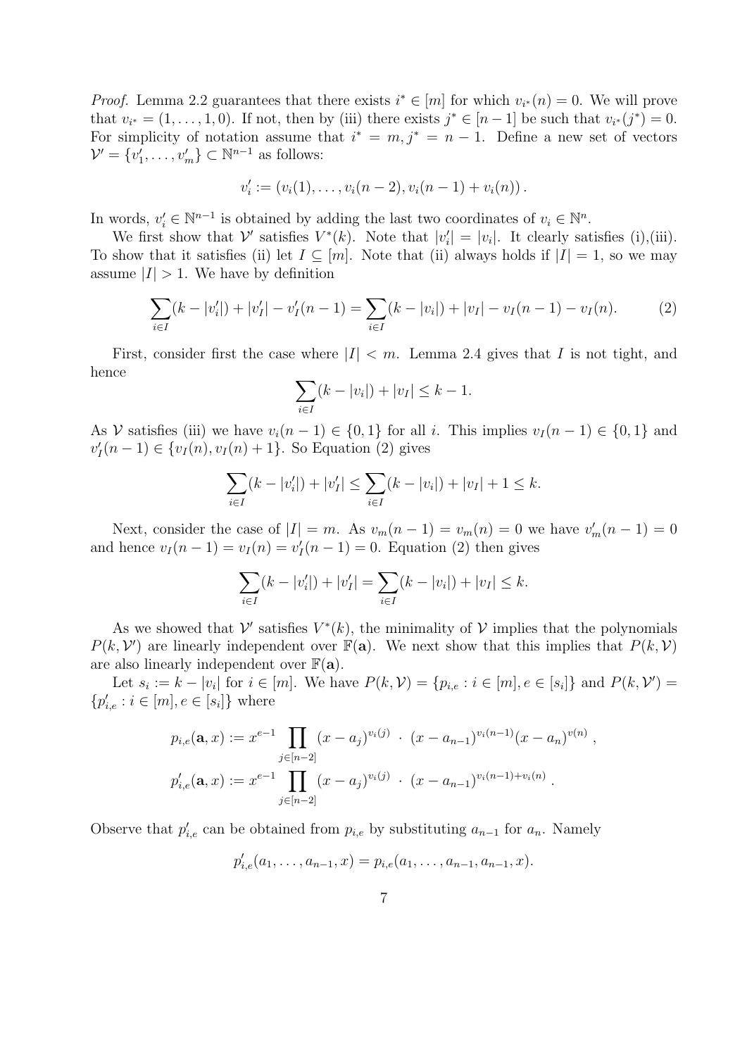*Proof.* Lemma 2.2 guarantees that there exists $i^* \in [m]$ for which $v_{i^*}(n) = 0$. We will prove that $v_{i^*} = (1, \ldots, 1, 0)$. If not, then by (iii) there exists $j^* \in [n-1]$ be such that $v_{i^*}(j^*) = 0$. For simplicity of notation assume that $i^* = m, j^* = n-1$. Define a new set of vectors $\mathcal{V}' = \{v'_1, \ldots, v'_m\} \subset \mathbb{N}^{n-1}$ as follows:

$$v'_i := (v_i(1), \ldots, v_i(n-2), v_i(n-1) + v_i(n)).$$

In words, $v'_i \in \mathbb{N}^{n-1}$ is obtained by adding the last two coordinates of $v_i \in \mathbb{N}^n$.

We first show that $\mathcal{V}'$ satisfies $V^*(k)$. Note that $|v'_i| = |v_i|$. It clearly satisfies (i),(iii). To show that it satisfies (ii) let $I \subseteq [m]$. Note that (ii) always holds if $|I| = 1$, so we may assume $|I| > 1$. We have by definition

$$\sum_{i \in I}(k - |v'_i|) + |v'_I| - v'_I(n-1) = \sum_{i \in I}(k - |v_i|) + |v_I| - v_I(n-1) - v_I(n). \tag{2}$$

First, consider first the case where $|I| < m$. Lemma 2.4 gives that $I$ is not tight, and hence

$$\sum_{i \in I}(k - |v_i|) + |v_I| \leq k - 1.$$

As $\mathcal{V}$ satisfies (iii) we have $v_i(n-1) \in \{0, 1\}$ for all $i$. This implies $v_I(n-1) \in \{0, 1\}$ and $v'_I(n-1) \in \{v_I(n), v_I(n) + 1\}$. So Equation (2) gives

$$\sum_{i \in I}(k - |v'_i|) + |v'_I| \leq \sum_{i \in I}(k - |v_i|) + |v_I| + 1 \leq k.$$

Next, consider the case of $|I| = m$. As $v_m(n-1) = v_m(n) = 0$ we have $v'_m(n-1) = 0$ and hence $v_I(n-1) = v_I(n) = v'_I(n-1) = 0$. Equation (2) then gives

$$\sum_{i \in I}(k - |v'_i|) + |v'_I| = \sum_{i \in I}(k - |v_i|) + |v_I| \leq k.$$

As we showed that $\mathcal{V}'$ satisfies $V^*(k)$, the minimality of $\mathcal{V}$ implies that the polynomials $P(k, \mathcal{V}')$ are linearly independent over $\mathbb{F}(\mathbf{a})$. We next show that this implies that $P(k, \mathcal{V})$ are also linearly independent over $\mathbb{F}(\mathbf{a})$.

Let $s_i := k - |v_i|$ for $i \in [m]$. We have $P(k, \mathcal{V}) = \{p_{i,e} : i \in [m], e \in [s_i]\}$ and $P(k, \mathcal{V}') = \{p'_{i,e} : i \in [m], e \in [s_i]\}$ where

$$p_{i,e}(\mathbf{a}, x) := x^{e-1} \prod_{j \in [n-2]} (x - a_j)^{v_i(j)} \cdot (x - a_{n-1})^{v_i(n-1)}(x - a_n)^{v(n)},$$

$$p'_{i,e}(\mathbf{a}, x) := x^{e-1} \prod_{j \in [n-2]} (x - a_j)^{v_i(j)} \cdot (x - a_{n-1})^{v_i(n-1) + v_i(n)}.$$

Observe that $p'_{i,e}$ can be obtained from $p_{i,e}$ by substituting $a_{n-1}$ for $a_n$. Namely

$$p'_{i,e}(a_1, \ldots, a_{n-1}, x) = p_{i,e}(a_1, \ldots, a_{n-1}, a_{n-1}, x).$$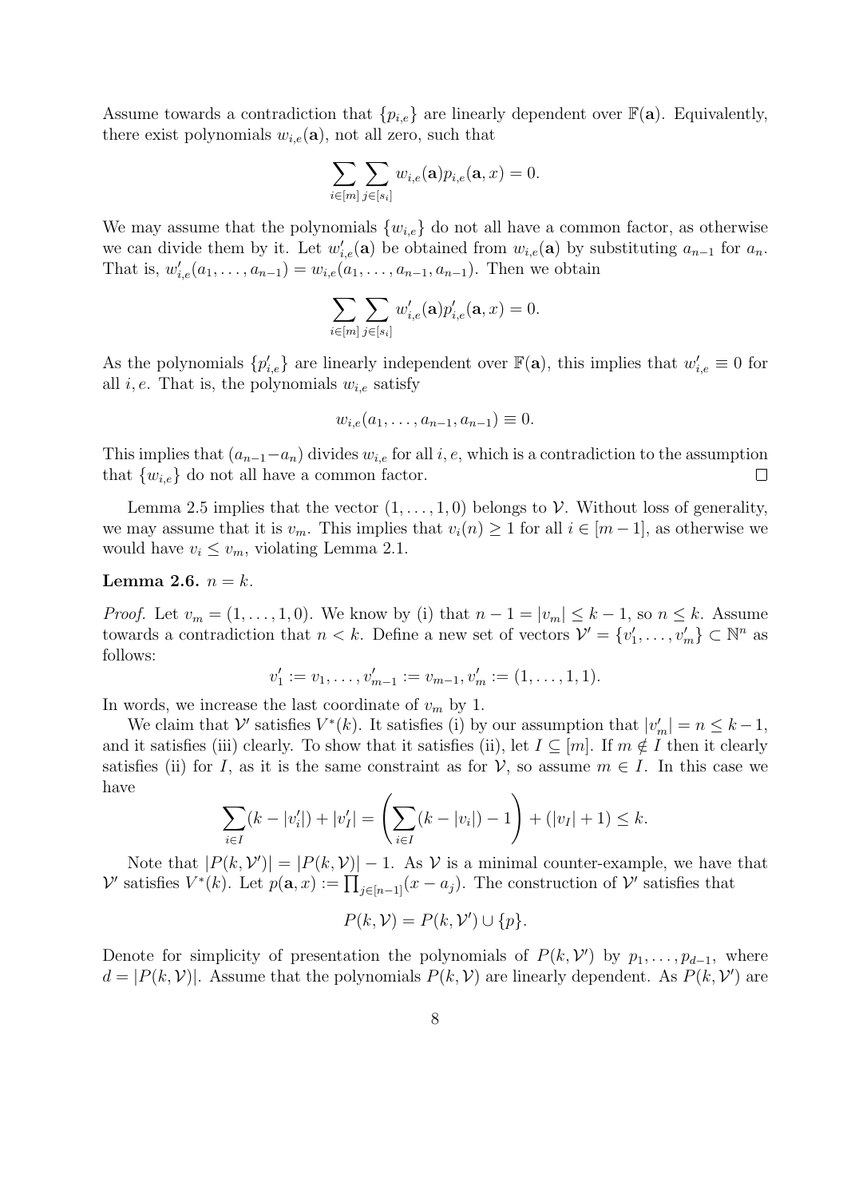Assume towards a contradiction that $\{p_{i,e}\}$ are linearly dependent over $\mathbb{F}(\mathbf{a})$. Equivalently, there exist polynomials $w_{i,e}(\mathbf{a})$, not all zero, such that

$$\sum_{i\in[m]}\sum_{j\in[s_i]} w_{i,e}(\mathbf{a})p_{i,e}(\mathbf{a},x) = 0.$$

We may assume that the polynomials $\{w_{i,e}\}$ do not all have a common factor, as otherwise we can divide them by it. Let $w'_{i,e}(\mathbf{a})$ be obtained from $w_{i,e}(\mathbf{a})$ by substituting $a_{n-1}$ for $a_n$. That is, $w'_{i,e}(a_1,\ldots,a_{n-1}) = w_{i,e}(a_1,\ldots,a_{n-1},a_{n-1})$. Then we obtain

$$\sum_{i\in[m]}\sum_{j\in[s_i]} w'_{i,e}(\mathbf{a})p'_{i,e}(\mathbf{a},x) = 0.$$

As the polynomials $\{p'_{i,e}\}$ are linearly independent over $\mathbb{F}(\mathbf{a})$, this implies that $w'_{i,e} \equiv 0$ for all $i, e$. That is, the polynomials $w_{i,e}$ satisfy

$$w_{i,e}(a_1,\ldots,a_{n-1},a_{n-1}) \equiv 0.$$

This implies that $(a_{n-1}-a_n)$ divides $w_{i,e}$ for all $i, e$, which is a contradiction to the assumption that $\{w_{i,e}\}$ do not all have a common factor. $\square$

Lemma 2.5 implies that the vector $(1,\ldots,1,0)$ belongs to $\mathcal{V}$. Without loss of generality, we may assume that it is $v_m$. This implies that $v_i(n) \geq 1$ for all $i \in [m-1]$, as otherwise we would have $v_i \leq v_m$, violating Lemma 2.1.

**Lemma 2.6.** $n = k$.

*Proof.* Let $v_m = (1,\ldots,1,0)$. We know by (i) that $n-1 = |v_m| \leq k-1$, so $n \leq k$. Assume towards a contradiction that $n < k$. Define a new set of vectors $\mathcal{V}' = \{v'_1,\ldots,v'_m\} \subset \mathbb{N}^n$ as follows:

$$v'_1 := v_1, \ldots, v'_{m-1} := v_{m-1}, v'_m := (1,\ldots,1,1).$$

In words, we increase the last coordinate of $v_m$ by 1.

We claim that $\mathcal{V}'$ satisfies $V^*(k)$. It satisfies (i) by our assumption that $|v'_m| = n \leq k-1$, and it satisfies (iii) clearly. To show that it satisfies (ii), let $I \subseteq [m]$. If $m \notin I$ then it clearly satisfies (ii) for $I$, as it is the same constraint as for $\mathcal{V}$, so assume $m \in I$. In this case we have

$$\sum_{i\in I}(k-|v'_i|) + |v'_I| = \left(\sum_{i\in I}(k-|v_i|) - 1\right) + (|v_I|+1) \leq k.$$

Note that $|P(k,\mathcal{V}')| = |P(k,\mathcal{V})| - 1$. As $\mathcal{V}$ is a minimal counter-example, we have that $\mathcal{V}'$ satisfies $V^*(k)$. Let $p(\mathbf{a},x) := \prod_{j\in[n-1]}(x-a_j)$. The construction of $\mathcal{V}'$ satisfies that

$$P(k,\mathcal{V}) = P(k,\mathcal{V}') \cup \{p\}.$$

Denote for simplicity of presentation the polynomials of $P(k,\mathcal{V}')$ by $p_1,\ldots,p_{d-1}$, where $d = |P(k,\mathcal{V})|$. Assume that the polynomials $P(k,\mathcal{V})$ are linearly dependent. As $P(k,\mathcal{V}')$ are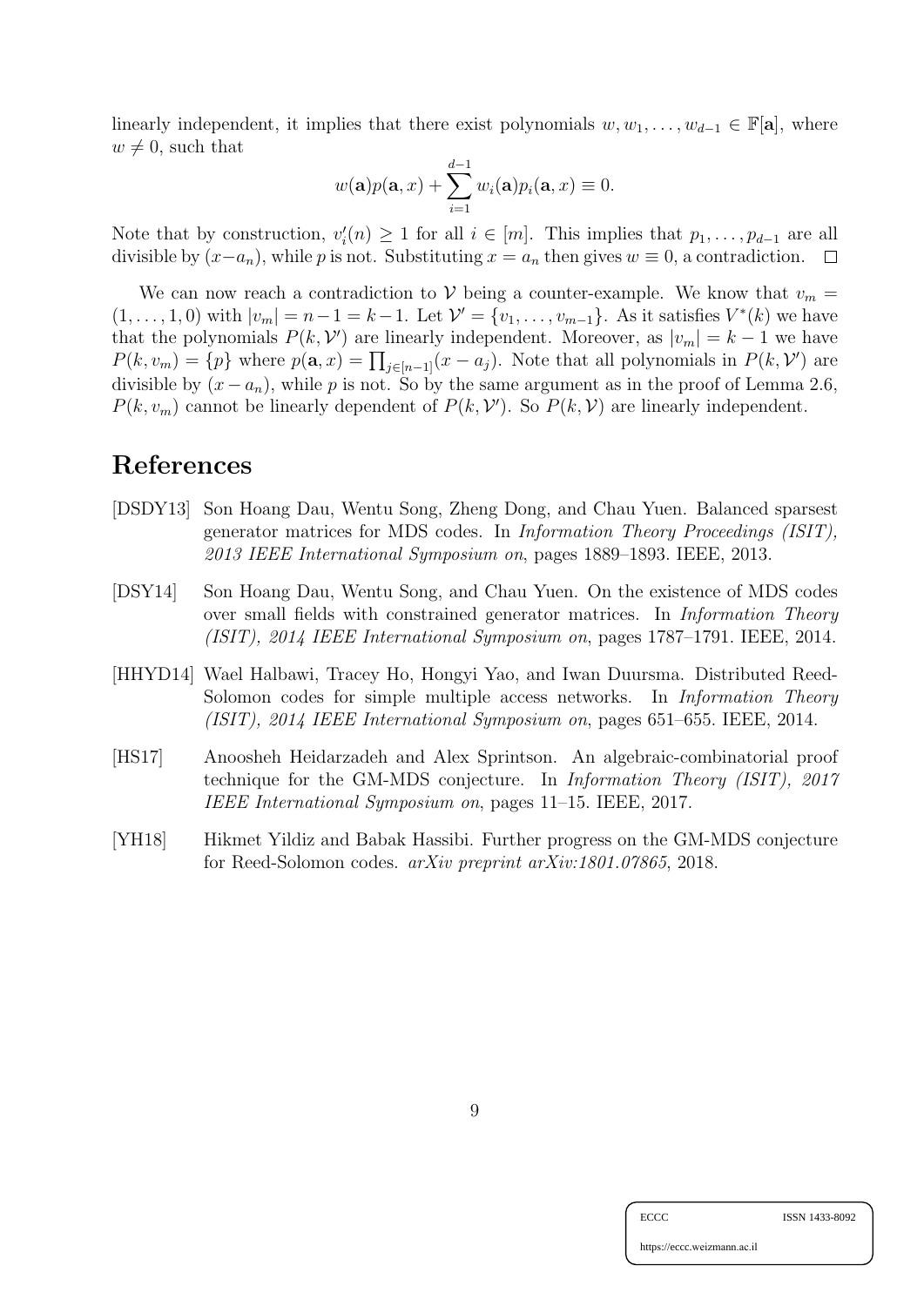linearly independent, it implies that there exist polynomials $w, w_1, \ldots, w_{d-1} \in \mathbb{F}[\mathbf{a}]$, where $w \neq 0$, such that

$$w(\mathbf{a})p(\mathbf{a}, x) + \sum_{i=1}^{d-1} w_i(\mathbf{a})p_i(\mathbf{a}, x) \equiv 0.$$

Note that by construction, $v_i'(n) \geq 1$ for all $i \in [m]$. This implies that $p_1, \ldots, p_{d-1}$ are all divisible by $(x - a_n)$, while $p$ is not. Substituting $x = a_n$ then gives $w \equiv 0$, a contradiction. $\square$

We can now reach a contradiction to $\mathcal{V}$ being a counter-example. We know that $v_m = (1, \ldots, 1, 0)$ with $|v_m| = n - 1 = k - 1$. Let $\mathcal{V}' = \{v_1, \ldots, v_{m-1}\}$. As it satisfies $V^*(k)$ we have that the polynomials $P(k, \mathcal{V}')$ are linearly independent. Moreover, as $|v_m| = k - 1$ we have $P(k, v_m) = \{p\}$ where $p(\mathbf{a}, x) = \prod_{j \in [n-1]}(x - a_j)$. Note that all polynomials in $P(k, \mathcal{V}')$ are divisible by $(x - a_n)$, while $p$ is not. So by the same argument as in the proof of Lemma 2.6, $P(k, v_m)$ cannot be linearly dependent of $P(k, \mathcal{V}')$. So $P(k, \mathcal{V})$ are linearly independent.

# References

[DSDY13] Son Hoang Dau, Wentu Song, Zheng Dong, and Chau Yuen. Balanced sparsest generator matrices for MDS codes. In *Information Theory Proceedings (ISIT), 2013 IEEE International Symposium on*, pages 1889–1893. IEEE, 2013.

[DSY14] Son Hoang Dau, Wentu Song, and Chau Yuen. On the existence of MDS codes over small fields with constrained generator matrices. In *Information Theory (ISIT), 2014 IEEE International Symposium on*, pages 1787–1791. IEEE, 2014.

[HHYD14] Wael Halbawi, Tracey Ho, Hongyi Yao, and Iwan Duursma. Distributed Reed-Solomon codes for simple multiple access networks. In *Information Theory (ISIT), 2014 IEEE International Symposium on*, pages 651–655. IEEE, 2014.

[HS17] Anoosheh Heidarzadeh and Alex Sprintson. An algebraic-combinatorial proof technique for the GM-MDS conjecture. In *Information Theory (ISIT), 2017 IEEE International Symposium on*, pages 11–15. IEEE, 2017.

[YH18] Hikmet Yildiz and Babak Hassibi. Further progress on the GM-MDS conjecture for Reed-Solomon codes. *arXiv preprint arXiv:1801.07865*, 2018.